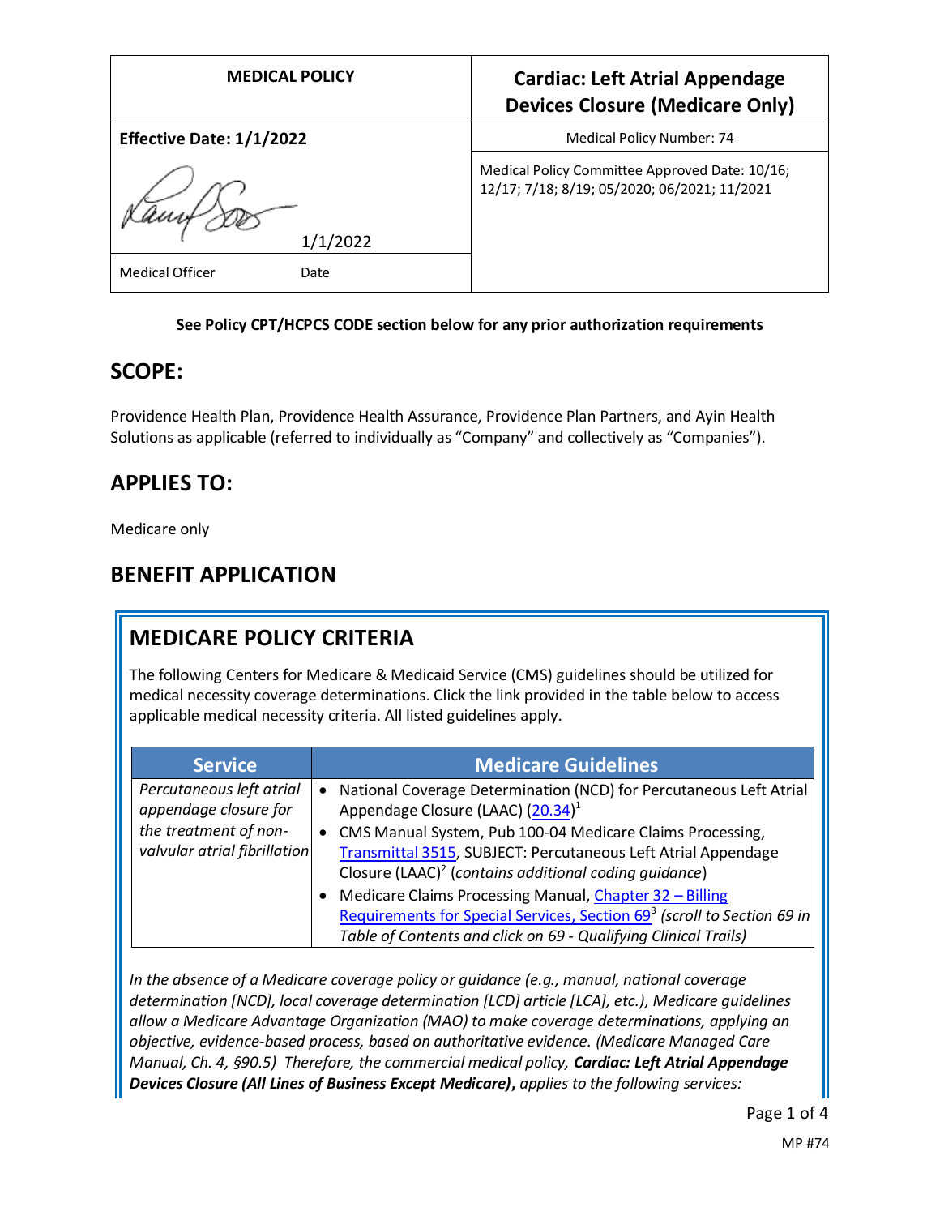| MEDICAL POLICY | Cardiac: Left Atrial Appendage Devices Closure (Medicare Only) |
|---|---|
| **Effective Date: 1/1/2022** | Medical Policy Number: 74 |
| 1/1/2022 | Medical Policy Committee Approved Date: 10/16; 12/17; 7/18; 8/19; 05/2020; 06/2021; 11/2021 |
| Medical Officer Date | |

**See Policy CPT/HCPCS CODE section below for any prior authorization requirements**

## SCOPE:

Providence Health Plan, Providence Health Assurance, Providence Plan Partners, and Ayin Health Solutions as applicable (referred to individually as "Company" and collectively as "Companies").

## APPLIES TO:

Medicare only

## BENEFIT APPLICATION

## MEDICARE POLICY CRITERIA

The following Centers for Medicare & Medicaid Service (CMS) guidelines should be utilized for medical necessity coverage determinations. Click the link provided in the table below to access applicable medical necessity criteria. All listed guidelines apply.

| Service | Medicare Guidelines |
|---|---|
| *Percutaneous left atrial appendage closure for the treatment of non-valvular atrial fibrillation* | • National Coverage Determination (NCD) for Percutaneous Left Atrial Appendage Closure (LAAC) (20.34)[1] <br> • CMS Manual System, Pub 100-04 Medicare Claims Processing, Transmittal 3515, SUBJECT: Percutaneous Left Atrial Appendage Closure (LAAC)[2] (*contains additional coding guidance*) <br> • Medicare Claims Processing Manual, Chapter 32 – Billing Requirements for Special Services, Section 69[3] *(scroll to Section 69 in Table of Contents and click on 69 - Qualifying Clinical Trails)* |

*In the absence of a Medicare coverage policy or guidance (e.g., manual, national coverage determination [NCD], local coverage determination [LCD] article [LCA], etc.), Medicare guidelines allow a Medicare Advantage Organization (MAO) to make coverage determinations, applying an objective, evidence-based process, based on authoritative evidence. (Medicare Managed Care Manual, Ch. 4, §90.5) Therefore, the commercial medical policy,* ***Cardiac: Left Atrial Appendage Devices Closure (All Lines of Business Except Medicare)****, applies to the following services:*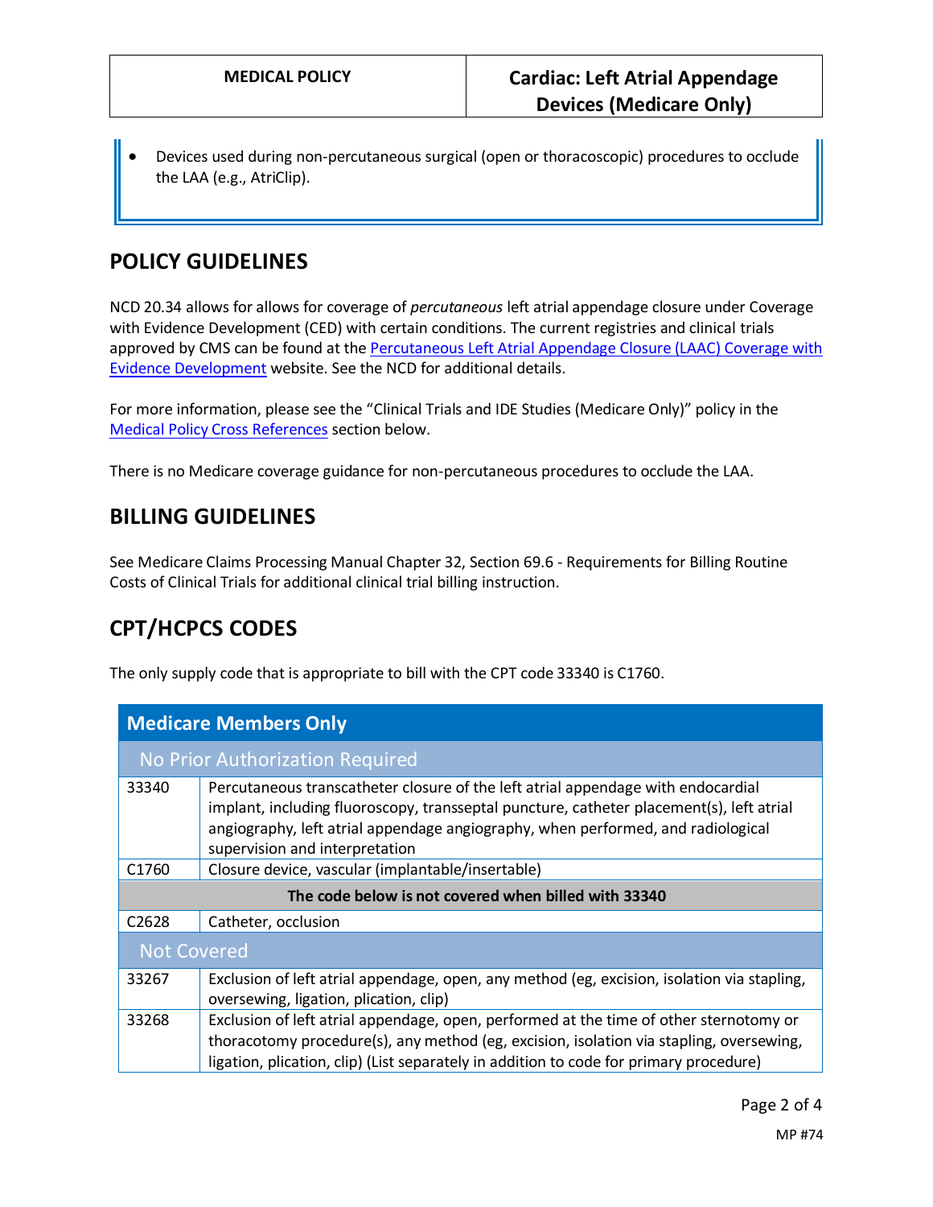- Devices used during non-percutaneous surgical (open or thoracoscopic) procedures to occlude the LAA (e.g., AtriClip).

## POLICY GUIDELINES

NCD 20.34 allows for allows for coverage of *percutaneous* left atrial appendage closure under Coverage with Evidence Development (CED) with certain conditions. The current registries and clinical trials approved by CMS can be found at the Percutaneous Left Atrial Appendage Closure (LAAC) Coverage with Evidence Development website. See the NCD for additional details.

For more information, please see the "Clinical Trials and IDE Studies (Medicare Only)" policy in the Medical Policy Cross References section below.

There is no Medicare coverage guidance for non-percutaneous procedures to occlude the LAA.

## BILLING GUIDELINES

See Medicare Claims Processing Manual Chapter 32, Section 69.6 - Requirements for Billing Routine Costs of Clinical Trials for additional clinical trial billing instruction.

## CPT/HCPCS CODES

The only supply code that is appropriate to bill with the CPT code 33340 is C1760.

| Medicare Members Only | |
|---|---|
| **No Prior Authorization Required** | |
| 33340 | Percutaneous transcatheter closure of the left atrial appendage with endocardial implant, including fluoroscopy, transseptal puncture, catheter placement(s), left atrial angiography, left atrial appendage angiography, when performed, and radiological supervision and interpretation |
| C1760 | Closure device, vascular (implantable/insertable) |
| **The code below is not covered when billed with 33340** | |
| C2628 | Catheter, occlusion |
| **Not Covered** | |
| 33267 | Exclusion of left atrial appendage, open, any method (eg, excision, isolation via stapling, oversewing, ligation, plication, clip) |
| 33268 | Exclusion of left atrial appendage, open, performed at the time of other sternotomy or thoracotomy procedure(s), any method (eg, excision, isolation via stapling, oversewing, ligation, plication, clip) (List separately in addition to code for primary procedure) |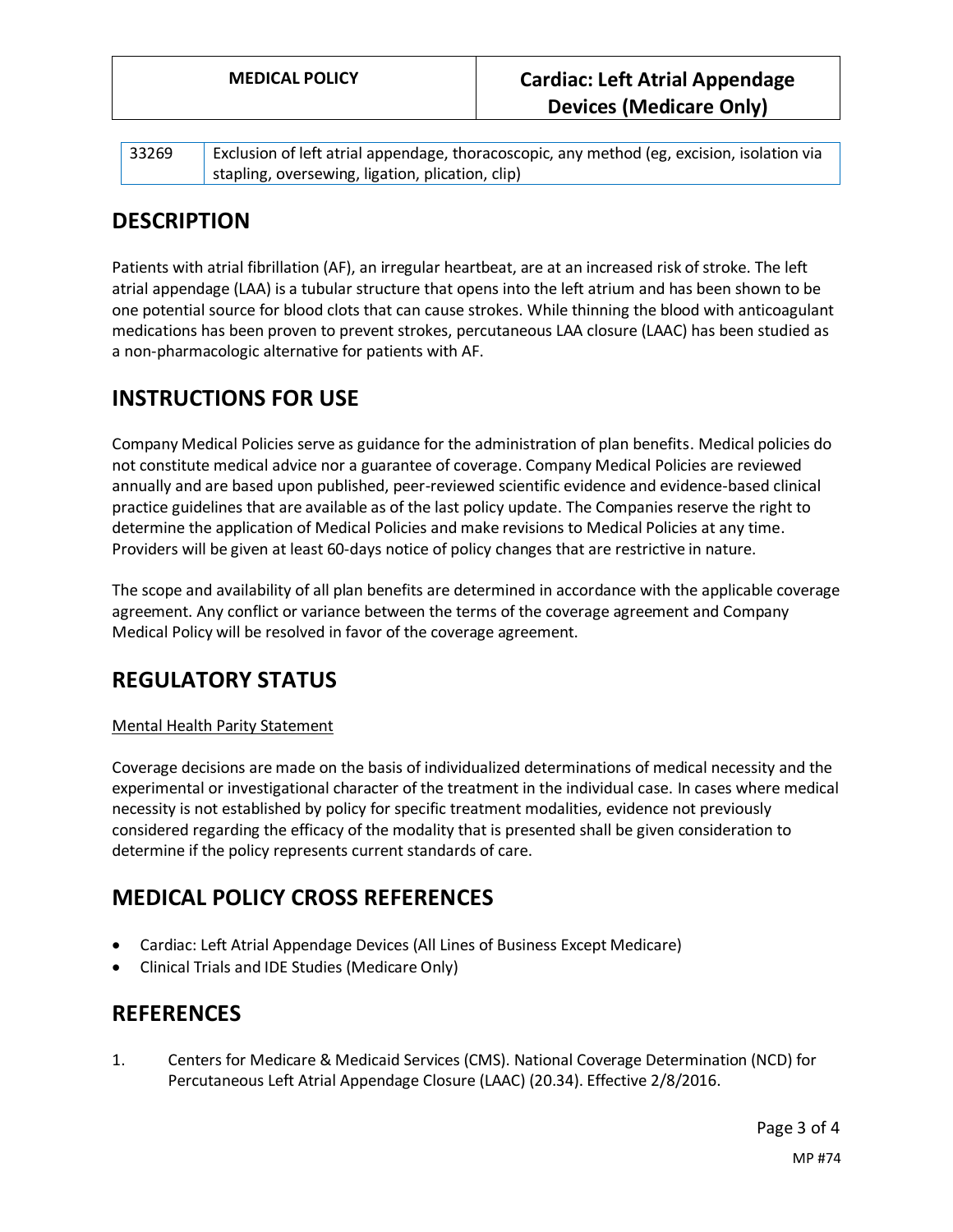| 33269 | Exclusion of left atrial appendage, thoracoscopic, any method (eg, excision, isolation via stapling, oversewing, ligation, plication, clip) |
|---|---|

## DESCRIPTION

Patients with atrial fibrillation (AF), an irregular heartbeat, are at an increased risk of stroke. The left atrial appendage (LAA) is a tubular structure that opens into the left atrium and has been shown to be one potential source for blood clots that can cause strokes. While thinning the blood with anticoagulant medications has been proven to prevent strokes, percutaneous LAA closure (LAAC) has been studied as a non-pharmacologic alternative for patients with AF.

## INSTRUCTIONS FOR USE

Company Medical Policies serve as guidance for the administration of plan benefits. Medical policies do not constitute medical advice nor a guarantee of coverage. Company Medical Policies are reviewed annually and are based upon published, peer-reviewed scientific evidence and evidence-based clinical practice guidelines that are available as of the last policy update. The Companies reserve the right to determine the application of Medical Policies and make revisions to Medical Policies at any time. Providers will be given at least 60-days notice of policy changes that are restrictive in nature.

The scope and availability of all plan benefits are determined in accordance with the applicable coverage agreement. Any conflict or variance between the terms of the coverage agreement and Company Medical Policy will be resolved in favor of the coverage agreement.

## REGULATORY STATUS

Mental Health Parity Statement

Coverage decisions are made on the basis of individualized determinations of medical necessity and the experimental or investigational character of the treatment in the individual case. In cases where medical necessity is not established by policy for specific treatment modalities, evidence not previously considered regarding the efficacy of the modality that is presented shall be given consideration to determine if the policy represents current standards of care.

## MEDICAL POLICY CROSS REFERENCES

- Cardiac: Left Atrial Appendage Devices (All Lines of Business Except Medicare)
- Clinical Trials and IDE Studies (Medicare Only)

## REFERENCES

1. Centers for Medicare & Medicaid Services (CMS). National Coverage Determination (NCD) for Percutaneous Left Atrial Appendage Closure (LAAC) (20.34). Effective 2/8/2016.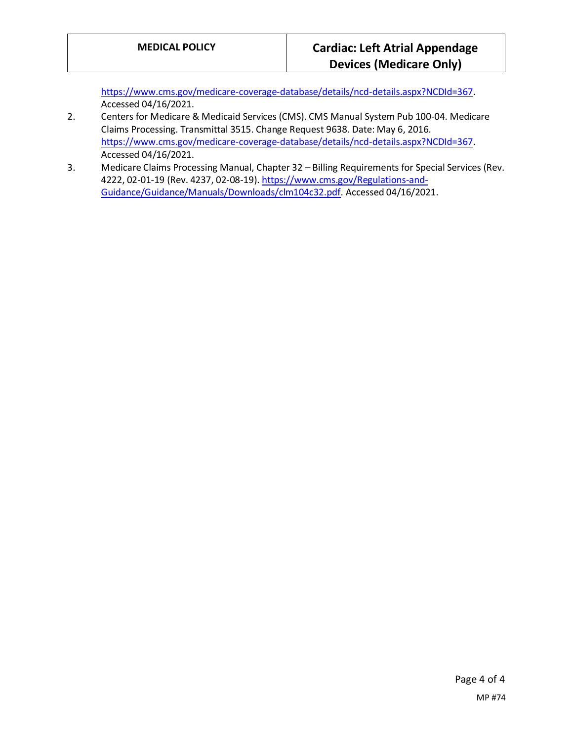https://www.cms.gov/medicare-coverage-database/details/ncd-details.aspx?NCDId=367. Accessed 04/16/2021.

2. Centers for Medicare & Medicaid Services (CMS). CMS Manual System Pub 100-04. Medicare Claims Processing. Transmittal 3515. Change Request 9638. Date: May 6, 2016. https://www.cms.gov/medicare-coverage-database/details/ncd-details.aspx?NCDId=367. Accessed 04/16/2021.
3. Medicare Claims Processing Manual, Chapter 32 – Billing Requirements for Special Services (Rev. 4222, 02-01-19 (Rev. 4237, 02-08-19). https://www.cms.gov/Regulations-and-Guidance/Guidance/Manuals/Downloads/clm104c32.pdf. Accessed 04/16/2021.